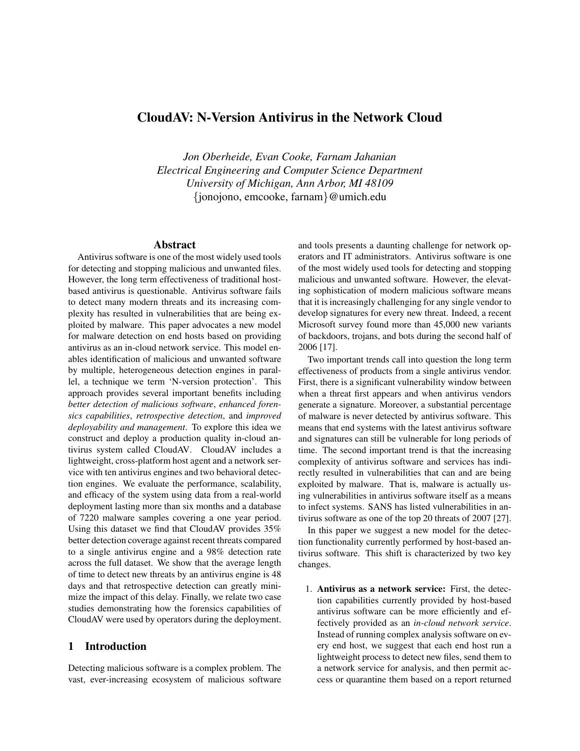# CloudAV: N-Version Antivirus in the Network Cloud

*Jon Oberheide, Evan Cooke, Farnam Jahanian*
*Electrical Engineering and Computer Science Department*
*University of Michigan, Ann Arbor, MI 48109*
{jonojono, emcooke, farnam}@umich.edu

## Abstract

Antivirus software is one of the most widely used tools for detecting and stopping malicious and unwanted files. However, the long term effectiveness of traditional host-based antivirus is questionable. Antivirus software fails to detect many modern threats and its increasing complexity has resulted in vulnerabilities that are being exploited by malware. This paper advocates a new model for malware detection on end hosts based on providing antivirus as an in-cloud network service. This model enables identification of malicious and unwanted software by multiple, heterogeneous detection engines in parallel, a technique we term 'N-version protection'. This approach provides several important benefits including *better detection of malicious software*, *enhanced forensics capabilities*, *retrospective detection*, and *improved deployability and management*. To explore this idea we construct and deploy a production quality in-cloud antivirus system called CloudAV. CloudAV includes a lightweight, cross-platform host agent and a network service with ten antivirus engines and two behavioral detection engines. We evaluate the performance, scalability, and efficacy of the system using data from a real-world deployment lasting more than six months and a database of 7220 malware samples covering a one year period. Using this dataset we find that CloudAV provides 35% better detection coverage against recent threats compared to a single antivirus engine and a 98% detection rate across the full dataset. We show that the average length of time to detect new threats by an antivirus engine is 48 days and that retrospective detection can greatly minimize the impact of this delay. Finally, we relate two case studies demonstrating how the forensics capabilities of CloudAV were used by operators during the deployment.

## 1 Introduction

Detecting malicious software is a complex problem. The vast, ever-increasing ecosystem of malicious software and tools presents a daunting challenge for network operators and IT administrators. Antivirus software is one of the most widely used tools for detecting and stopping malicious and unwanted software. However, the elevating sophistication of modern malicious software means that it is increasingly challenging for any single vendor to develop signatures for every new threat. Indeed, a recent Microsoft survey found more than 45,000 new variants of backdoors, trojans, and bots during the second half of 2006 [17].

Two important trends call into question the long term effectiveness of products from a single antivirus vendor. First, there is a significant vulnerability window between when a threat first appears and when antivirus vendors generate a signature. Moreover, a substantial percentage of malware is never detected by antivirus software. This means that end systems with the latest antivirus software and signatures can still be vulnerable for long periods of time. The second important trend is that the increasing complexity of antivirus software and services has indirectly resulted in vulnerabilities that can and are being exploited by malware. That is, malware is actually using vulnerabilities in antivirus software itself as a means to infect systems. SANS has listed vulnerabilities in antivirus software as one of the top 20 threats of 2007 [27].

In this paper we suggest a new model for the detection functionality currently performed by host-based antivirus software. This shift is characterized by two key changes.

1. **Antivirus as a network service:** First, the detection capabilities currently provided by host-based antivirus software can be more efficiently and effectively provided as an *in-cloud network service*. Instead of running complex analysis software on every end host, we suggest that each end host run a lightweight process to detect new files, send them to a network service for analysis, and then permit access or quarantine them based on a report returned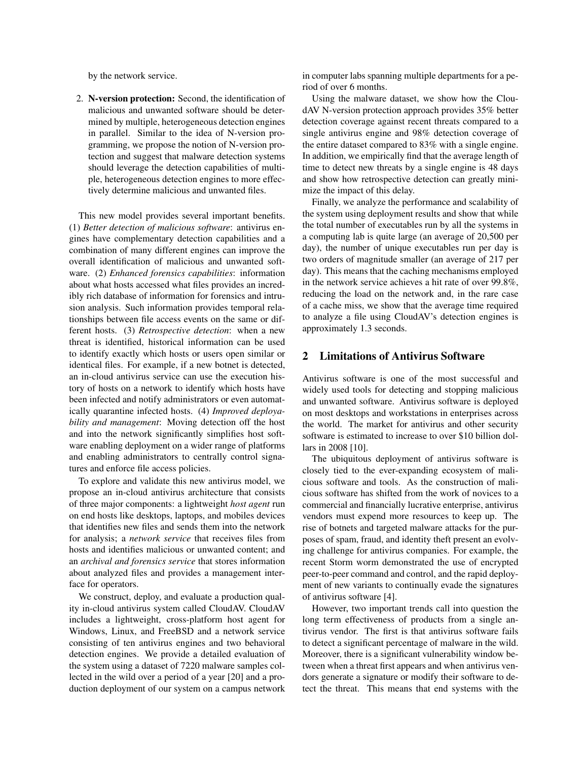by the network service.

2. **N-version protection:** Second, the identification of malicious and unwanted software should be determined by multiple, heterogeneous detection engines in parallel. Similar to the idea of N-version programming, we propose the notion of N-version protection and suggest that malware detection systems should leverage the detection capabilities of multiple, heterogeneous detection engines to more effectively determine malicious and unwanted files.

This new model provides several important benefits. (1) *Better detection of malicious software*: antivirus engines have complementary detection capabilities and a combination of many different engines can improve the overall identification of malicious and unwanted software. (2) *Enhanced forensics capabilities*: information about what hosts accessed what files provides an incredibly rich database of information for forensics and intrusion analysis. Such information provides temporal relationships between file access events on the same or different hosts. (3) *Retrospective detection*: when a new threat is identified, historical information can be used to identify exactly which hosts or users open similar or identical files. For example, if a new botnet is detected, an in-cloud antivirus service can use the execution history of hosts on a network to identify which hosts have been infected and notify administrators or even automatically quarantine infected hosts. (4) *Improved deployability and management*: Moving detection off the host and into the network significantly simplifies host software enabling deployment on a wider range of platforms and enabling administrators to centrally control signatures and enforce file access policies.

To explore and validate this new antivirus model, we propose an in-cloud antivirus architecture that consists of three major components: a lightweight *host agent* run on end hosts like desktops, laptops, and mobiles devices that identifies new files and sends them into the network for analysis; a *network service* that receives files from hosts and identifies malicious or unwanted content; and an *archival and forensics service* that stores information about analyzed files and provides a management interface for operators.

We construct, deploy, and evaluate a production quality in-cloud antivirus system called CloudAV. CloudAV includes a lightweight, cross-platform host agent for Windows, Linux, and FreeBSD and a network service consisting of ten antivirus engines and two behavioral detection engines. We provide a detailed evaluation of the system using a dataset of 7220 malware samples collected in the wild over a period of a year [20] and a production deployment of our system on a campus network in computer labs spanning multiple departments for a period of over 6 months.

Using the malware dataset, we show how the CloudAV N-version protection approach provides 35% better detection coverage against recent threats compared to a single antivirus engine and 98% detection coverage of the entire dataset compared to 83% with a single engine. In addition, we empirically find that the average length of time to detect new threats by a single engine is 48 days and show how retrospective detection can greatly minimize the impact of this delay.

Finally, we analyze the performance and scalability of the system using deployment results and show that while the total number of executables run by all the systems in a computing lab is quite large (an average of 20,500 per day), the number of unique executables run per day is two orders of magnitude smaller (an average of 217 per day). This means that the caching mechanisms employed in the network service achieves a hit rate of over 99.8%, reducing the load on the network and, in the rare case of a cache miss, we show that the average time required to analyze a file using CloudAV's detection engines is approximately 1.3 seconds.

## 2 Limitations of Antivirus Software

Antivirus software is one of the most successful and widely used tools for detecting and stopping malicious and unwanted software. Antivirus software is deployed on most desktops and workstations in enterprises across the world. The market for antivirus and other security software is estimated to increase to over $10 billion dollars in 2008 [10].

The ubiquitous deployment of antivirus software is closely tied to the ever-expanding ecosystem of malicious software and tools. As the construction of malicious software has shifted from the work of novices to a commercial and financially lucrative enterprise, antivirus vendors must expend more resources to keep up. The rise of botnets and targeted malware attacks for the purposes of spam, fraud, and identity theft present an evolving challenge for antivirus companies. For example, the recent Storm worm demonstrated the use of encrypted peer-to-peer command and control, and the rapid deployment of new variants to continually evade the signatures of antivirus software [4].

However, two important trends call into question the long term effectiveness of products from a single antivirus vendor. The first is that antivirus software fails to detect a significant percentage of malware in the wild. Moreover, there is a significant vulnerability window between when a threat first appears and when antivirus vendors generate a signature or modify their software to detect the threat. This means that end systems with the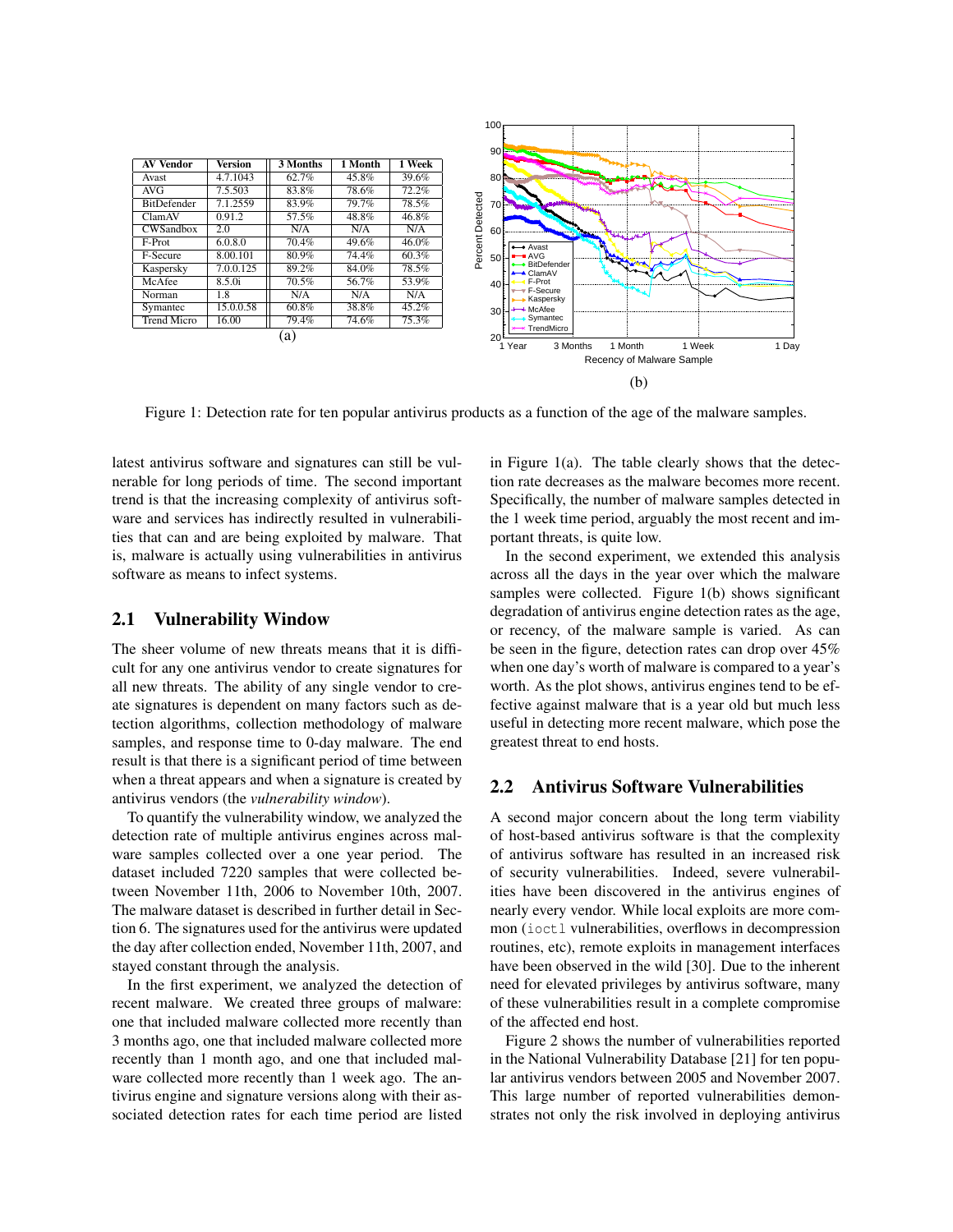| AV Vendor | Version | 3 Months | 1 Month | 1 Week |
|---|---|---|---|---|
| Avast | 4.7.1043 | 62.7% | 45.8% | 39.6% |
| AVG | 7.5.503 | 83.8% | 78.6% | 72.2% |
| BitDefender | 7.1.2559 | 83.9% | 79.7% | 78.5% |
| ClamAV | 0.91.2 | 57.5% | 48.8% | 46.8% |
| CWSandbox | 2.0 | N/A | N/A | N/A |
| F-Prot | 6.0.8.0 | 70.4% | 49.6% | 46.0% |
| F-Secure | 8.00.101 | 80.9% | 74.4% | 60.3% |
| Kaspersky | 7.0.0.125 | 89.2% | 84.0% | 78.5% |
| McAfee | 8.5.0i | 70.5% | 56.7% | 53.9% |
| Norman | 1.8 | N/A | N/A | N/A |
| Symantec | 15.0.0.58 | 60.8% | 38.8% | 45.2% |
| Trend Micro | 16.00 | 79.4% | 74.6% | 75.3% |

(a)

(b)

Figure 1: Detection rate for ten popular antivirus products as a function of the age of the malware samples.

latest antivirus software and signatures can still be vulnerable for long periods of time. The second important trend is that the increasing complexity of antivirus software and services has indirectly resulted in vulnerabilities that can and are being exploited by malware. That is, malware is actually using vulnerabilities in antivirus software as means to infect systems.

## 2.1 Vulnerability Window

The sheer volume of new threats means that it is difficult for any one antivirus vendor to create signatures for all new threats. The ability of any single vendor to create signatures is dependent on many factors such as detection algorithms, collection methodology of malware samples, and response time to 0-day malware. The end result is that there is a significant period of time between when a threat appears and when a signature is created by antivirus vendors (the *vulnerability window*).

To quantify the vulnerability window, we analyzed the detection rate of multiple antivirus engines across malware samples collected over a one year period. The dataset included 7220 samples that were collected between November 11th, 2006 to November 10th, 2007. The malware dataset is described in further detail in Section 6. The signatures used for the antivirus were updated the day after collection ended, November 11th, 2007, and stayed constant through the analysis.

In the first experiment, we analyzed the detection of recent malware. We created three groups of malware: one that included malware collected more recently than 3 months ago, one that included malware collected more recently than 1 month ago, and one that included malware collected more recently than 1 week ago. The antivirus engine and signature versions along with their associated detection rates for each time period are listed in Figure 1(a). The table clearly shows that the detection rate decreases as the malware becomes more recent. Specifically, the number of malware samples detected in the 1 week time period, arguably the most recent and important threats, is quite low.

In the second experiment, we extended this analysis across all the days in the year over which the malware samples were collected. Figure 1(b) shows significant degradation of antivirus engine detection rates as the age, or recency, of the malware sample is varied. As can be seen in the figure, detection rates can drop over 45% when one day's worth of malware is compared to a year's worth. As the plot shows, antivirus engines tend to be effective against malware that is a year old but much less useful in detecting more recent malware, which pose the greatest threat to end hosts.

## 2.2 Antivirus Software Vulnerabilities

A second major concern about the long term viability of host-based antivirus software is that the complexity of antivirus software has resulted in an increased risk of security vulnerabilities. Indeed, severe vulnerabilities have been discovered in the antivirus engines of nearly every vendor. While local exploits are more common (`ioctl` vulnerabilities, overflows in decompression routines, etc), remote exploits in management interfaces have been observed in the wild [30]. Due to the inherent need for elevated privileges by antivirus software, many of these vulnerabilities result in a complete compromise of the affected end host.

Figure 2 shows the number of vulnerabilities reported in the National Vulnerability Database [21] for ten popular antivirus vendors between 2005 and November 2007. This large number of reported vulnerabilities demonstrates not only the risk involved in deploying antivirus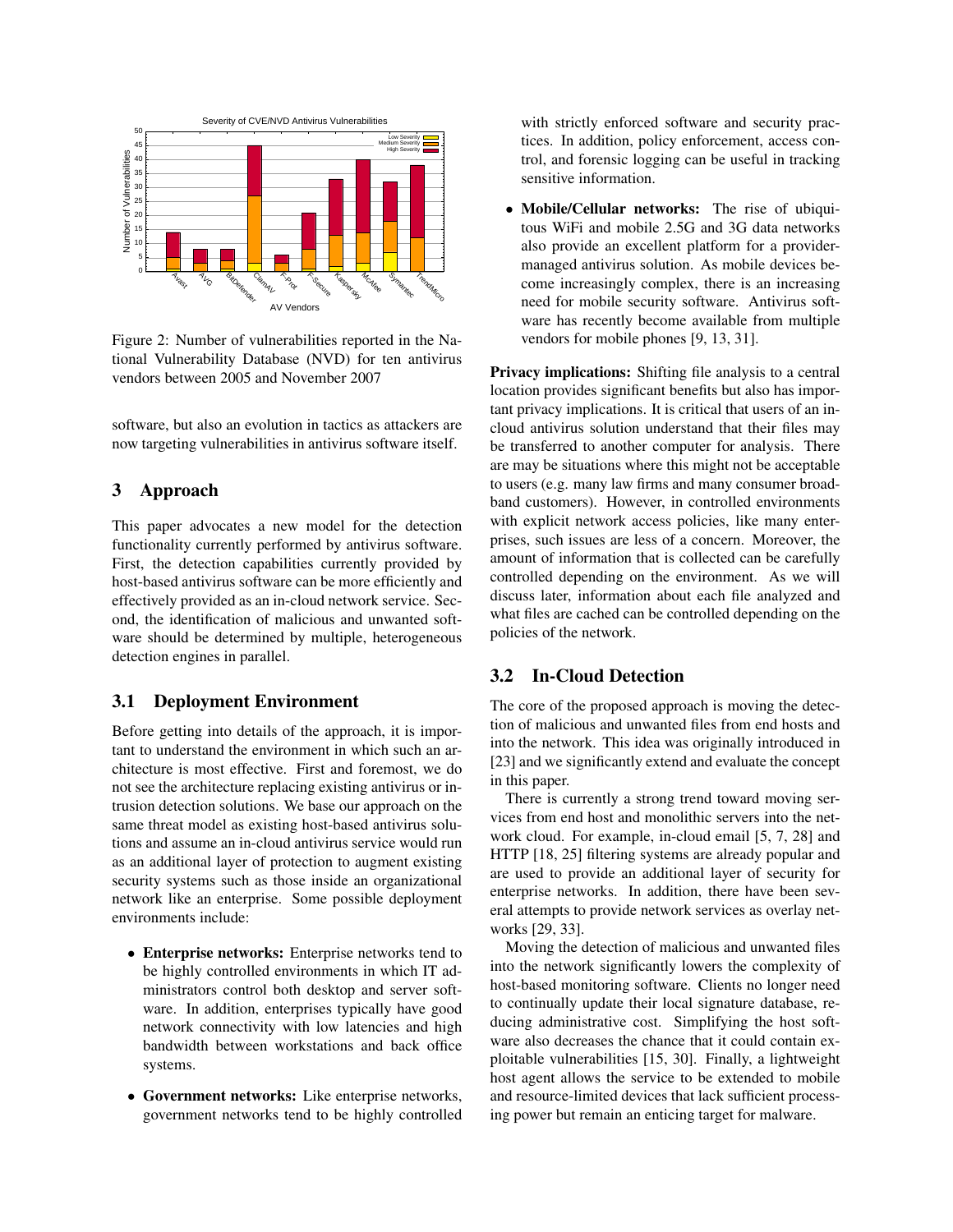Figure 2: Number of vulnerabilities reported in the National Vulnerability Database (NVD) for ten antivirus vendors between 2005 and November 2007

software, but also an evolution in tactics as attackers are now targeting vulnerabilities in antivirus software itself.

## 3 Approach

This paper advocates a new model for the detection functionality currently performed by antivirus software. First, the detection capabilities currently provided by host-based antivirus software can be more efficiently and effectively provided as an in-cloud network service. Second, the identification of malicious and unwanted software should be determined by multiple, heterogeneous detection engines in parallel.

### 3.1 Deployment Environment

Before getting into details of the approach, it is important to understand the environment in which such an architecture is most effective. First and foremost, we do not see the architecture replacing existing antivirus or intrusion detection solutions. We base our approach on the same threat model as existing host-based antivirus solutions and assume an in-cloud antivirus service would run as an additional layer of protection to augment existing security systems such as those inside an organizational network like an enterprise. Some possible deployment environments include:

- **Enterprise networks:** Enterprise networks tend to be highly controlled environments in which IT administrators control both desktop and server software. In addition, enterprises typically have good network connectivity with low latencies and high bandwidth between workstations and back office systems.
- **Government networks:** Like enterprise networks, government networks tend to be highly controlled with strictly enforced software and security practices. In addition, policy enforcement, access control, and forensic logging can be useful in tracking sensitive information.
- **Mobile/Cellular networks:** The rise of ubiquitous WiFi and mobile 2.5G and 3G data networks also provide an excellent platform for a provider-managed antivirus solution. As mobile devices become increasingly complex, there is an increasing need for mobile security software. Antivirus software has recently become available from multiple vendors for mobile phones [9, 13, 31].

**Privacy implications:** Shifting file analysis to a central location provides significant benefits but also has important privacy implications. It is critical that users of an in-cloud antivirus solution understand that their files may be transferred to another computer for analysis. There are may be situations where this might not be acceptable to users (e.g. many law firms and many consumer broadband customers). However, in controlled environments with explicit network access policies, like many enterprises, such issues are less of a concern. Moreover, the amount of information that is collected can be carefully controlled depending on the environment. As we will discuss later, information about each file analyzed and what files are cached can be controlled depending on the policies of the network.

### 3.2 In-Cloud Detection

The core of the proposed approach is moving the detection of malicious and unwanted files from end hosts and into the network. This idea was originally introduced in [23] and we significantly extend and evaluate the concept in this paper.

There is currently a strong trend toward moving services from end host and monolithic servers into the network cloud. For example, in-cloud email [5, 7, 28] and HTTP [18, 25] filtering systems are already popular and are used to provide an additional layer of security for enterprise networks. In addition, there have been several attempts to provide network services as overlay networks [29, 33].

Moving the detection of malicious and unwanted files into the network significantly lowers the complexity of host-based monitoring software. Clients no longer need to continually update their local signature database, reducing administrative cost. Simplifying the host software also decreases the chance that it could contain exploitable vulnerabilities [15, 30]. Finally, a lightweight host agent allows the service to be extended to mobile and resource-limited devices that lack sufficient processing power but remain an enticing target for malware.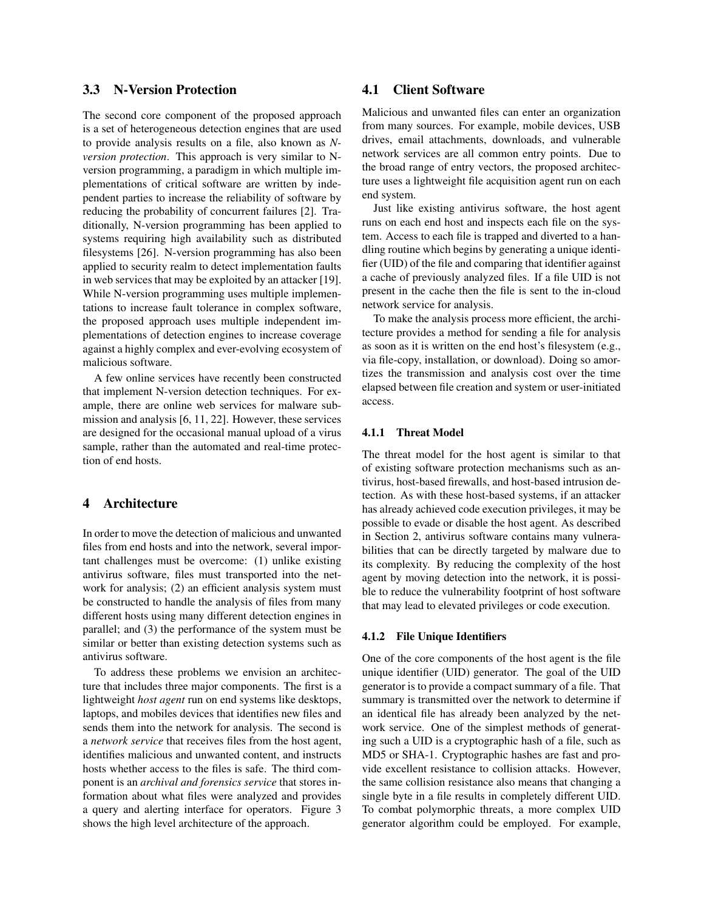## 3.3 N-Version Protection

The second core component of the proposed approach is a set of heterogeneous detection engines that are used to provide analysis results on a file, also known as *N-version protection*. This approach is very similar to N-version programming, a paradigm in which multiple implementations of critical software are written by independent parties to increase the reliability of software by reducing the probability of concurrent failures [2]. Traditionally, N-version programming has been applied to systems requiring high availability such as distributed filesystems [26]. N-version programming has also been applied to security realm to detect implementation faults in web services that may be exploited by an attacker [19]. While N-version programming uses multiple implementations to increase fault tolerance in complex software, the proposed approach uses multiple independent implementations of detection engines to increase coverage against a highly complex and ever-evolving ecosystem of malicious software.

A few online services have recently been constructed that implement N-version detection techniques. For example, there are online web services for malware submission and analysis [6, 11, 22]. However, these services are designed for the occasional manual upload of a virus sample, rather than the automated and real-time protection of end hosts.

# 4 Architecture

In order to move the detection of malicious and unwanted files from end hosts and into the network, several important challenges must be overcome: (1) unlike existing antivirus software, files must transported into the network for analysis; (2) an efficient analysis system must be constructed to handle the analysis of files from many different hosts using many different detection engines in parallel; and (3) the performance of the system must be similar or better than existing detection systems such as antivirus software.

To address these problems we envision an architecture that includes three major components. The first is a lightweight *host agent* run on end systems like desktops, laptops, and mobiles devices that identifies new files and sends them into the network for analysis. The second is a *network service* that receives files from the host agent, identifies malicious and unwanted content, and instructs hosts whether access to the files is safe. The third component is an *archival and forensics service* that stores information about what files were analyzed and provides a query and alerting interface for operators. Figure 3 shows the high level architecture of the approach.

## 4.1 Client Software

Malicious and unwanted files can enter an organization from many sources. For example, mobile devices, USB drives, email attachments, downloads, and vulnerable network services are all common entry points. Due to the broad range of entry vectors, the proposed architecture uses a lightweight file acquisition agent run on each end system.

Just like existing antivirus software, the host agent runs on each end host and inspects each file on the system. Access to each file is trapped and diverted to a handling routine which begins by generating a unique identifier (UID) of the file and comparing that identifier against a cache of previously analyzed files. If a file UID is not present in the cache then the file is sent to the in-cloud network service for analysis.

To make the analysis process more efficient, the architecture provides a method for sending a file for analysis as soon as it is written on the end host's filesystem (e.g., via file-copy, installation, or download). Doing so amortizes the transmission and analysis cost over the time elapsed between file creation and system or user-initiated access.

### 4.1.1 Threat Model

The threat model for the host agent is similar to that of existing software protection mechanisms such as antivirus, host-based firewalls, and host-based intrusion detection. As with these host-based systems, if an attacker has already achieved code execution privileges, it may be possible to evade or disable the host agent. As described in Section 2, antivirus software contains many vulnerabilities that can be directly targeted by malware due to its complexity. By reducing the complexity of the host agent by moving detection into the network, it is possible to reduce the vulnerability footprint of host software that may lead to elevated privileges or code execution.

### 4.1.2 File Unique Identifiers

One of the core components of the host agent is the file unique identifier (UID) generator. The goal of the UID generator is to provide a compact summary of a file. That summary is transmitted over the network to determine if an identical file has already been analyzed by the network service. One of the simplest methods of generating such a UID is a cryptographic hash of a file, such as MD5 or SHA-1. Cryptographic hashes are fast and provide excellent resistance to collision attacks. However, the same collision resistance also means that changing a single byte in a file results in completely different UID. To combat polymorphic threats, a more complex UID generator algorithm could be employed. For example,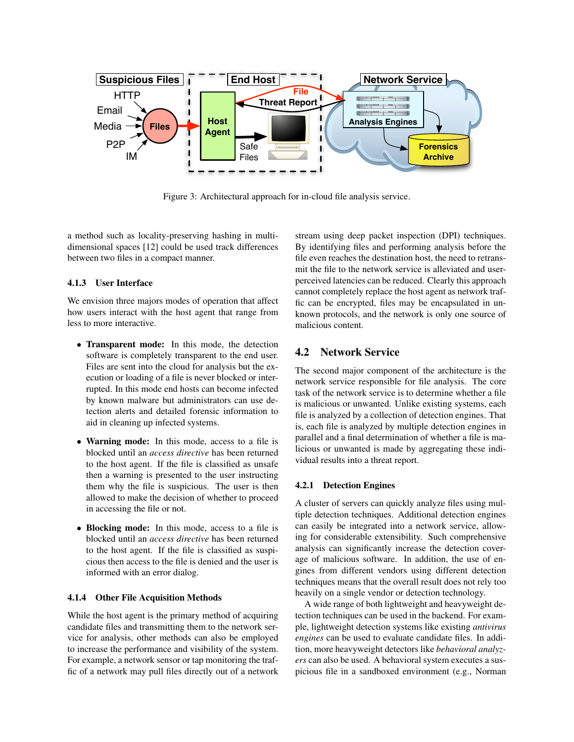Figure 3: Architectural approach for in-cloud file analysis service.

a method such as locality-preserving hashing in multi-dimensional spaces [12] could be used track differences between two files in a compact manner.

#### 4.1.3 User Interface

We envision three majors modes of operation that affect how users interact with the host agent that range from less to more interactive.

- **Transparent mode:** In this mode, the detection software is completely transparent to the end user. Files are sent into the cloud for analysis but the execution or loading of a file is never blocked or interrupted. In this mode end hosts can become infected by known malware but administrators can use detection alerts and detailed forensic information to aid in cleaning up infected systems.
- **Warning mode:** In this mode, access to a file is blocked until an *access directive* has been returned to the host agent. If the file is classified as unsafe then a warning is presented to the user instructing them why the file is suspicious. The user is then allowed to make the decision of whether to proceed in accessing the file or not.
- **Blocking mode:** In this mode, access to a file is blocked until an *access directive* has been returned to the host agent. If the file is classified as suspicious then access to the file is denied and the user is informed with an error dialog.

#### 4.1.4 Other File Acquisition Methods

While the host agent is the primary method of acquiring candidate files and transmitting them to the network service for analysis, other methods can also be employed to increase the performance and visibility of the system. For example, a network sensor or tap monitoring the traffic of a network may pull files directly out of a network stream using deep packet inspection (DPI) techniques. By identifying files and performing analysis before the file even reaches the destination host, the need to retransmit the file to the network service is alleviated and user-perceived latencies can be reduced. Clearly this approach cannot completely replace the host agent as network traffic can be encrypted, files may be encapsulated in unknown protocols, and the network is only one source of malicious content.

### 4.2 Network Service

The second major component of the architecture is the network service responsible for file analysis. The core task of the network service is to determine whether a file is malicious or unwanted. Unlike existing systems, each file is analyzed by a collection of detection engines. That is, each file is analyzed by multiple detection engines in parallel and a final determination of whether a file is malicious or unwanted is made by aggregating these individual results into a threat report.

#### 4.2.1 Detection Engines

A cluster of servers can quickly analyze files using multiple detection techniques. Additional detection engines can easily be integrated into a network service, allowing for considerable extensibility. Such comprehensive analysis can significantly increase the detection coverage of malicious software. In addition, the use of engines from different vendors using different detection techniques means that the overall result does not rely too heavily on a single vendor or detection technology.

A wide range of both lightweight and heavyweight detection techniques can be used in the backend. For example, lightweight detection systems like existing *antivirus engines* can be used to evaluate candidate files. In addition, more heavyweight detectors like *behavioral analyzers* can also be used. A behavioral system executes a suspicious file in a sandboxed environment (e.g., Norman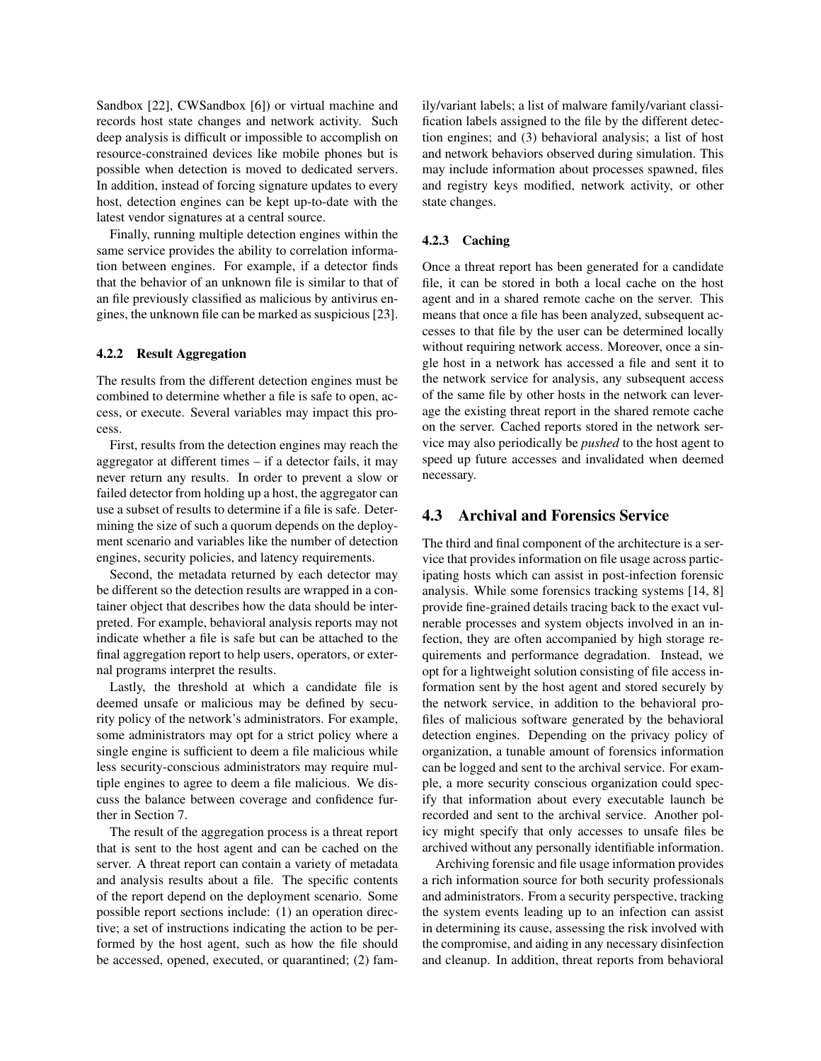Sandbox [22], CWSandbox [6]) or virtual machine and records host state changes and network activity. Such deep analysis is difficult or impossible to accomplish on resource-constrained devices like mobile phones but is possible when detection is moved to dedicated servers. In addition, instead of forcing signature updates to every host, detection engines can be kept up-to-date with the latest vendor signatures at a central source.

Finally, running multiple detection engines within the same service provides the ability to correlation information between engines. For example, if a detector finds that the behavior of an unknown file is similar to that of an file previously classified as malicious by antivirus engines, the unknown file can be marked as suspicious [23].

#### 4.2.2 Result Aggregation

The results from the different detection engines must be combined to determine whether a file is safe to open, access, or execute. Several variables may impact this process.

First, results from the detection engines may reach the aggregator at different times – if a detector fails, it may never return any results. In order to prevent a slow or failed detector from holding up a host, the aggregator can use a subset of results to determine if a file is safe. Determining the size of such a quorum depends on the deployment scenario and variables like the number of detection engines, security policies, and latency requirements.

Second, the metadata returned by each detector may be different so the detection results are wrapped in a container object that describes how the data should be interpreted. For example, behavioral analysis reports may not indicate whether a file is safe but can be attached to the final aggregation report to help users, operators, or external programs interpret the results.

Lastly, the threshold at which a candidate file is deemed unsafe or malicious may be defined by security policy of the network's administrators. For example, some administrators may opt for a strict policy where a single engine is sufficient to deem a file malicious while less security-conscious administrators may require multiple engines to agree to deem a file malicious. We discuss the balance between coverage and confidence further in Section 7.

The result of the aggregation process is a threat report that is sent to the host agent and can be cached on the server. A threat report can contain a variety of metadata and analysis results about a file. The specific contents of the report depend on the deployment scenario. Some possible report sections include: (1) an operation directive; a set of instructions indicating the action to be performed by the host agent, such as how the file should be accessed, opened, executed, or quarantined; (2) family/variant labels; a list of malware family/variant classification labels assigned to the file by the different detection engines; and (3) behavioral analysis; a list of host and network behaviors observed during simulation. This may include information about processes spawned, files and registry keys modified, network activity, or other state changes.

#### 4.2.3 Caching

Once a threat report has been generated for a candidate file, it can be stored in both a local cache on the host agent and in a shared remote cache on the server. This means that once a file has been analyzed, subsequent accesses to that file by the user can be determined locally without requiring network access. Moreover, once a single host in a network has accessed a file and sent it to the network service for analysis, any subsequent access of the same file by other hosts in the network can leverage the existing threat report in the shared remote cache on the server. Cached reports stored in the network service may also periodically be *pushed* to the host agent to speed up future accesses and invalidated when deemed necessary.

### 4.3 Archival and Forensics Service

The third and final component of the architecture is a service that provides information on file usage across participating hosts which can assist in post-infection forensic analysis. While some forensics tracking systems [14, 8] provide fine-grained details tracing back to the exact vulnerable processes and system objects involved in an infection, they are often accompanied by high storage requirements and performance degradation. Instead, we opt for a lightweight solution consisting of file access information sent by the host agent and stored securely by the network service, in addition to the behavioral profiles of malicious software generated by the behavioral detection engines. Depending on the privacy policy of organization, a tunable amount of forensics information can be logged and sent to the archival service. For example, a more security conscious organization could specify that information about every executable launch be recorded and sent to the archival service. Another policy might specify that only accesses to unsafe files be archived without any personally identifiable information.

Archiving forensic and file usage information provides a rich information source for both security professionals and administrators. From a security perspective, tracking the system events leading up to an infection can assist in determining its cause, assessing the risk involved with the compromise, and aiding in any necessary disinfection and cleanup. In addition, threat reports from behavioral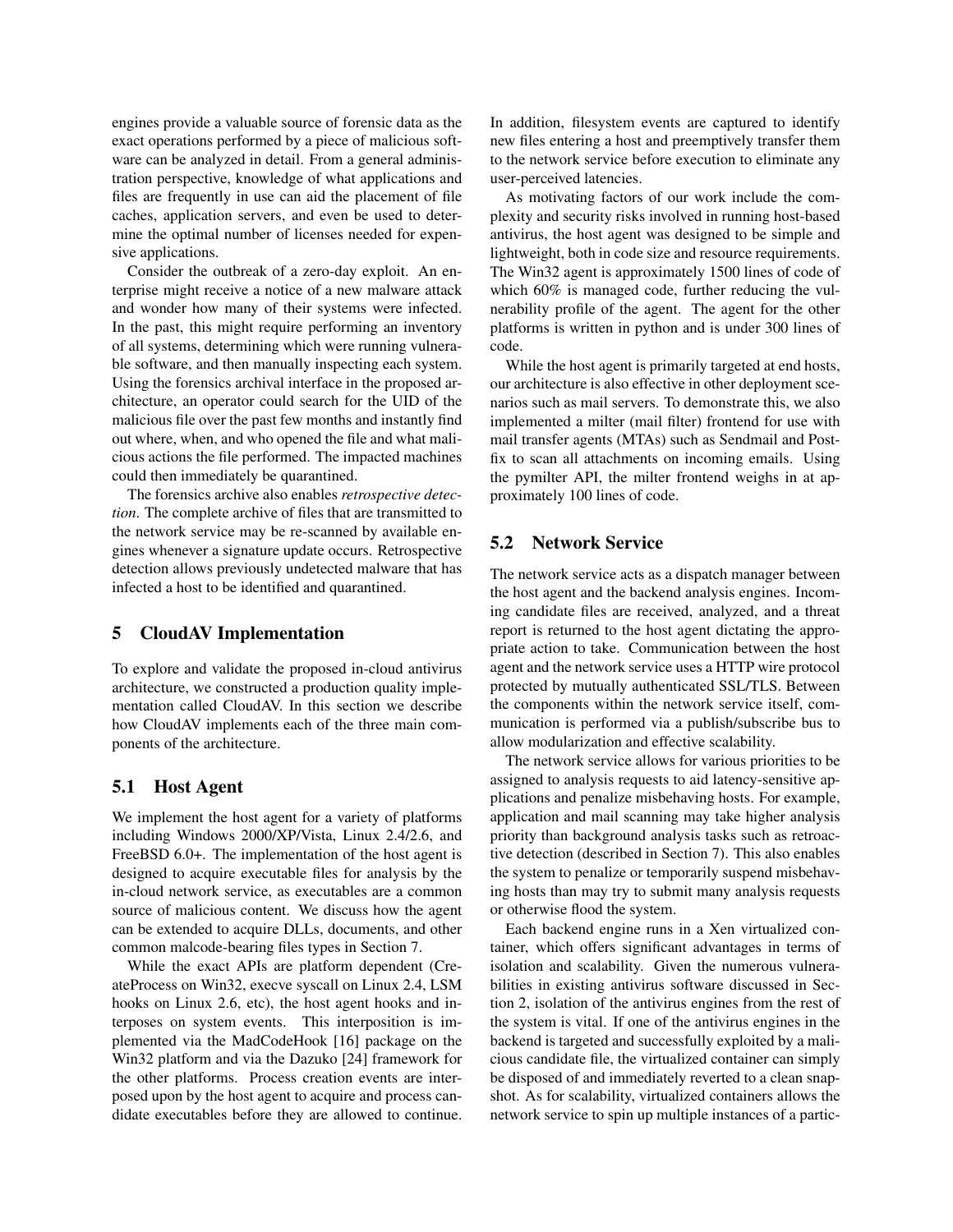engines provide a valuable source of forensic data as the exact operations performed by a piece of malicious software can be analyzed in detail. From a general administration perspective, knowledge of what applications and files are frequently in use can aid the placement of file caches, application servers, and even be used to determine the optimal number of licenses needed for expensive applications.

Consider the outbreak of a zero-day exploit. An enterprise might receive a notice of a new malware attack and wonder how many of their systems were infected. In the past, this might require performing an inventory of all systems, determining which were running vulnerable software, and then manually inspecting each system. Using the forensics archival interface in the proposed architecture, an operator could search for the UID of the malicious file over the past few months and instantly find out where, when, and who opened the file and what malicious actions the file performed. The impacted machines could then immediately be quarantined.

The forensics archive also enables *retrospective detection*. The complete archive of files that are transmitted to the network service may be re-scanned by available engines whenever a signature update occurs. Retrospective detection allows previously undetected malware that has infected a host to be identified and quarantined.

## 5 CloudAV Implementation

To explore and validate the proposed in-cloud antivirus architecture, we constructed a production quality implementation called CloudAV. In this section we describe how CloudAV implements each of the three main components of the architecture.

### 5.1 Host Agent

We implement the host agent for a variety of platforms including Windows 2000/XP/Vista, Linux 2.4/2.6, and FreeBSD 6.0+. The implementation of the host agent is designed to acquire executable files for analysis by the in-cloud network service, as executables are a common source of malicious content. We discuss how the agent can be extended to acquire DLLs, documents, and other common malcode-bearing files types in Section 7.

While the exact APIs are platform dependent (CreateProcess on Win32, execve syscall on Linux 2.4, LSM hooks on Linux 2.6, etc), the host agent hooks and interposes on system events. This interposition is implemented via the MadCodeHook [16] package on the Win32 platform and via the Dazuko [24] framework for the other platforms. Process creation events are interposed upon by the host agent to acquire and process candidate executables before they are allowed to continue. In addition, filesystem events are captured to identify new files entering a host and preemptively transfer them to the network service before execution to eliminate any user-perceived latencies.

As motivating factors of our work include the complexity and security risks involved in running host-based antivirus, the host agent was designed to be simple and lightweight, both in code size and resource requirements. The Win32 agent is approximately 1500 lines of code of which 60% is managed code, further reducing the vulnerability profile of the agent. The agent for the other platforms is written in python and is under 300 lines of code.

While the host agent is primarily targeted at end hosts, our architecture is also effective in other deployment scenarios such as mail servers. To demonstrate this, we also implemented a milter (mail filter) frontend for use with mail transfer agents (MTAs) such as Sendmail and Postfix to scan all attachments on incoming emails. Using the pymilter API, the milter frontend weighs in at approximately 100 lines of code.

### 5.2 Network Service

The network service acts as a dispatch manager between the host agent and the backend analysis engines. Incoming candidate files are received, analyzed, and a threat report is returned to the host agent dictating the appropriate action to take. Communication between the host agent and the network service uses a HTTP wire protocol protected by mutually authenticated SSL/TLS. Between the components within the network service itself, communication is performed via a publish/subscribe bus to allow modularization and effective scalability.

The network service allows for various priorities to be assigned to analysis requests to aid latency-sensitive applications and penalize misbehaving hosts. For example, application and mail scanning may take higher analysis priority than background analysis tasks such as retroactive detection (described in Section 7). This also enables the system to penalize or temporarily suspend misbehaving hosts than may try to submit many analysis requests or otherwise flood the system.

Each backend engine runs in a Xen virtualized container, which offers significant advantages in terms of isolation and scalability. Given the numerous vulnerabilities in existing antivirus software discussed in Section 2, isolation of the antivirus engines from the rest of the system is vital. If one of the antivirus engines in the backend is targeted and successfully exploited by a malicious candidate file, the virtualized container can simply be disposed of and immediately reverted to a clean snapshot. As for scalability, virtualized containers allows the network service to spin up multiple instances of a partic-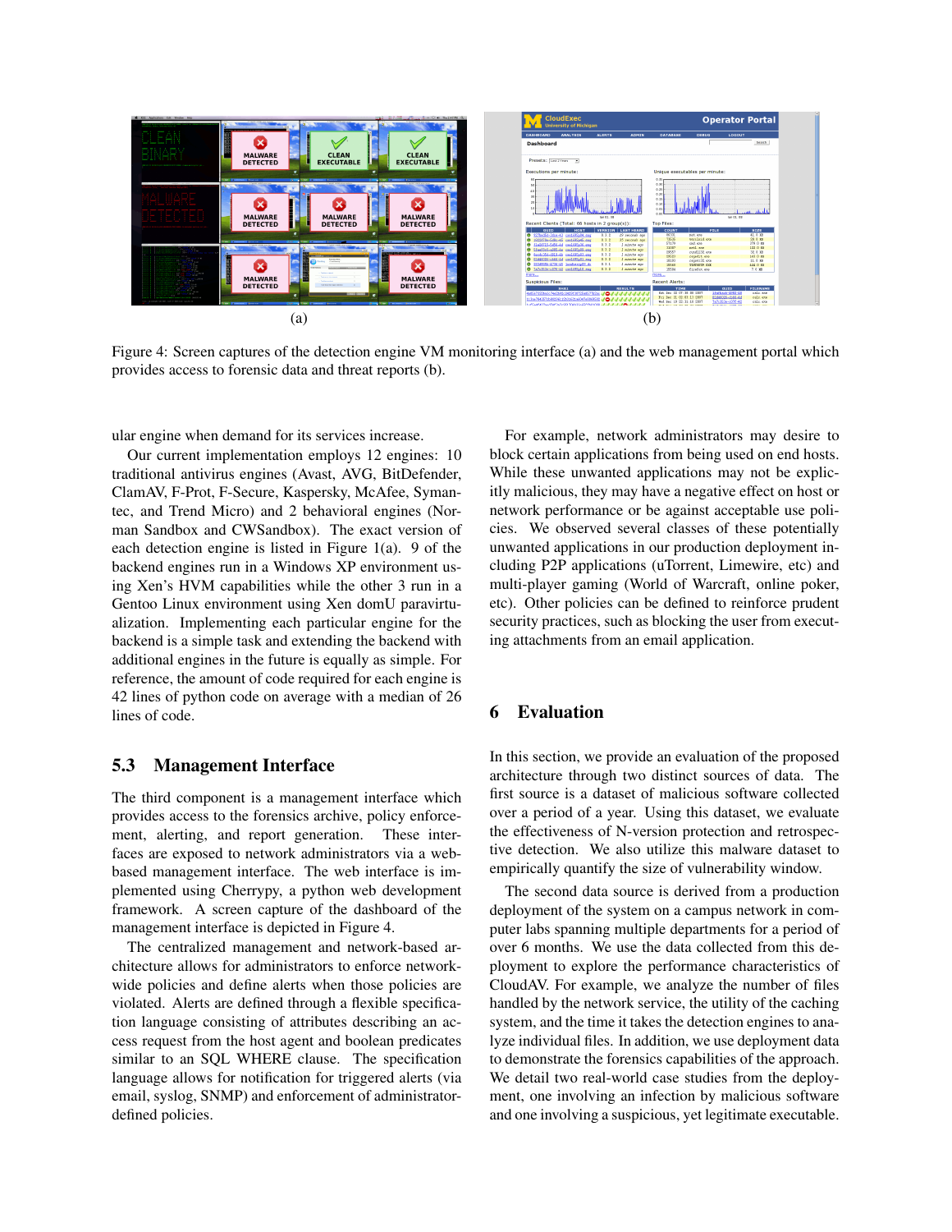Figure 4: Screen captures of the detection engine VM monitoring interface (a) and the web management portal which provides access to forensic data and threat reports (b).

ular engine when demand for its services increase.

Our current implementation employs 12 engines: 10 traditional antivirus engines (Avast, AVG, BitDefender, ClamAV, F-Prot, F-Secure, Kaspersky, McAfee, Symantec, and Trend Micro) and 2 behavioral engines (Norman Sandbox and CWSandbox). The exact version of each detection engine is listed in Figure 1(a). 9 of the backend engines run in a Windows XP environment using Xen's HVM capabilities while the other 3 run in a Gentoo Linux environment using Xen domU paravirtualization. Implementing each particular engine for the backend is a simple task and extending the backend with additional engines in the future is equally as simple. For reference, the amount of code required for each engine is 42 lines of python code on average with a median of 26 lines of code.

## 5.3 Management Interface

The third component is a management interface which provides access to the forensics archive, policy enforcement, alerting, and report generation. These interfaces are exposed to network administrators via a web-based management interface. The web interface is implemented using Cherrypy, a python web development framework. A screen capture of the dashboard of the management interface is depicted in Figure 4.

The centralized management and network-based architecture allows for administrators to enforce network-wide policies and define alerts when those policies are violated. Alerts are defined through a flexible specification language consisting of attributes describing an access request from the host agent and boolean predicates similar to an SQL WHERE clause. The specification language allows for notification for triggered alerts (via email, syslog, SNMP) and enforcement of administrator-defined policies.

For example, network administrators may desire to block certain applications from being used on end hosts. While these unwanted applications may not be explicitly malicious, they may have a negative effect on host or network performance or be against acceptable use policies. We observed several classes of these potentially unwanted applications in our production deployment including P2P applications (uTorrent, Limewire, etc) and multi-player gaming (World of Warcraft, online poker, etc). Other policies can be defined to reinforce prudent security practices, such as blocking the user from executing attachments from an email application.

# 6 Evaluation

In this section, we provide an evaluation of the proposed architecture through two distinct sources of data. The first source is a dataset of malicious software collected over a period of a year. Using this dataset, we evaluate the effectiveness of N-version protection and retrospective detection. We also utilize this malware dataset to empirically quantify the size of vulnerability window.

The second data source is derived from a production deployment of the system on a campus network in computer labs spanning multiple departments for a period of over 6 months. We use the data collected from this deployment to explore the performance characteristics of CloudAV. For example, we analyze the number of files handled by the network service, the utility of the caching system, and the time it takes the detection engines to analyze individual files. In addition, we use deployment data to demonstrate the forensics capabilities of the approach. We detail two real-world case studies from the deployment, one involving an infection by malicious software and one involving a suspicious, yet legitimate executable.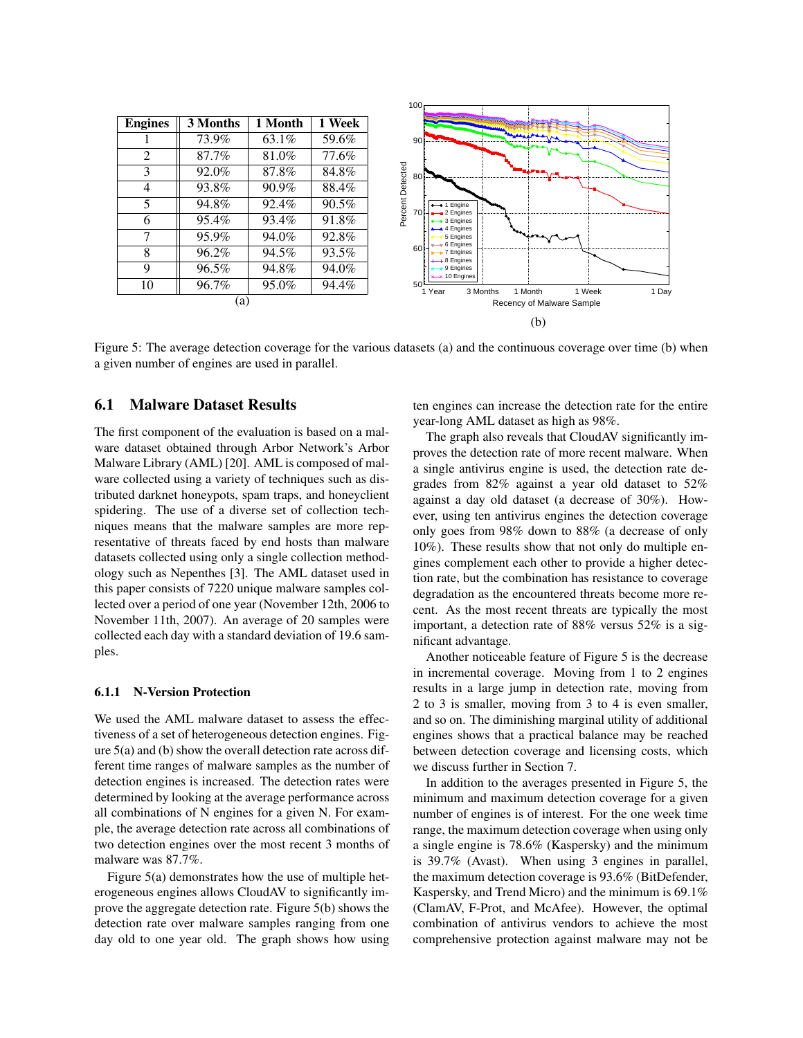| Engines | 3 Months | 1 Month | 1 Week |
|---|---|---|---|
| 1 | 73.9% | 63.1% | 59.6% |
| 2 | 87.7% | 81.0% | 77.6% |
| 3 | 92.0% | 87.8% | 84.8% |
| 4 | 93.8% | 90.9% | 88.4% |
| 5 | 94.8% | 92.4% | 90.5% |
| 6 | 95.4% | 93.4% | 91.8% |
| 7 | 95.9% | 94.0% | 92.8% |
| 8 | 96.2% | 94.5% | 93.5% |
| 9 | 96.5% | 94.8% | 94.0% |
| 10 | 96.7% | 95.0% | 94.4% |

(a)

(b)

Figure 5: The average detection coverage for the various datasets (a) and the continuous coverage over time (b) when a given number of engines are used in parallel.

## 6.1 Malware Dataset Results

The first component of the evaluation is based on a malware dataset obtained through Arbor Network's Arbor Malware Library (AML) [20]. AML is composed of malware collected using a variety of techniques such as distributed darknet honeypots, spam traps, and honeyclient spidering. The use of a diverse set of collection techniques means that the malware samples are more representative of threats faced by end hosts than malware datasets collected using only a single collection methodology such as Nepenthes [3]. The AML dataset used in this paper consists of 7220 unique malware samples collected over a period of one year (November 12th, 2006 to November 11th, 2007). An average of 20 samples were collected each day with a standard deviation of 19.6 samples.

### 6.1.1 N-Version Protection

We used the AML malware dataset to assess the effectiveness of a set of heterogeneous detection engines. Figure 5(a) and (b) show the overall detection rate across different time ranges of malware samples as the number of detection engines is increased. The detection rates were determined by looking at the average performance across all combinations of N engines for a given N. For example, the average detection rate across all combinations of two detection engines over the most recent 3 months of malware was 87.7%.

Figure 5(a) demonstrates how the use of multiple heterogeneous engines allows CloudAV to significantly improve the aggregate detection rate. Figure 5(b) shows the detection rate over malware samples ranging from one day old to one year old. The graph shows how using ten engines can increase the detection rate for the entire year-long AML dataset as high as 98%.

The graph also reveals that CloudAV significantly improves the detection rate of more recent malware. When a single antivirus engine is used, the detection rate degrades from 82% against a year old dataset to 52% against a day old dataset (a decrease of 30%). However, using ten antivirus engines the detection coverage only goes from 98% down to 88% (a decrease of only 10%). These results show that not only do multiple engines complement each other to provide a higher detection rate, but the combination has resistance to coverage degradation as the encountered threats become more recent. As the most recent threats are typically the most important, a detection rate of 88% versus 52% is a significant advantage.

Another noticeable feature of Figure 5 is the decrease in incremental coverage. Moving from 1 to 2 engines results in a large jump in detection rate, moving from 2 to 3 is smaller, moving from 3 to 4 is even smaller, and so on. The diminishing marginal utility of additional engines shows that a practical balance may be reached between detection coverage and licensing costs, which we discuss further in Section 7.

In addition to the averages presented in Figure 5, the minimum and maximum detection coverage for a given number of engines is of interest. For the one week time range, the maximum detection coverage when using only a single engine is 78.6% (Kaspersky) and the minimum is 39.7% (Avast). When using 3 engines in parallel, the maximum detection coverage is 93.6% (BitDefender, Kaspersky, and Trend Micro) and the minimum is 69.1% (ClamAV, F-Prot, and McAfee). However, the optimal combination of antivirus vendors to achieve the most comprehensive protection against malware may not be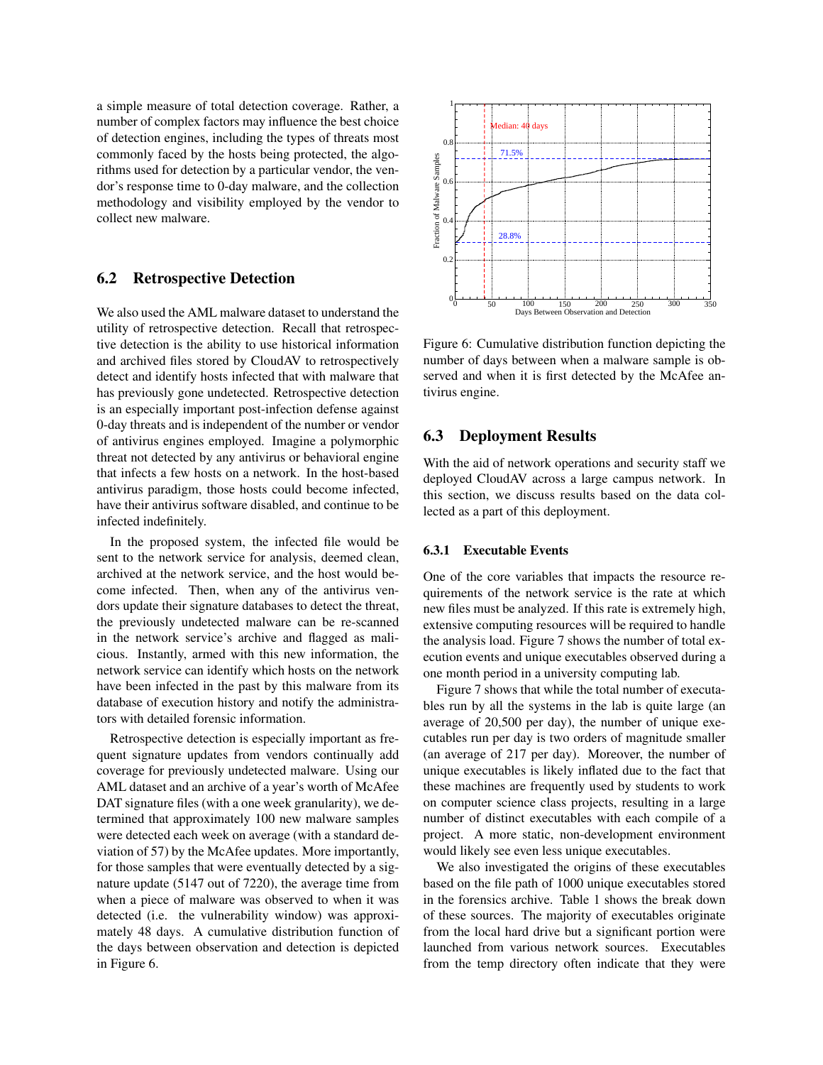a simple measure of total detection coverage. Rather, a number of complex factors may influence the best choice of detection engines, including the types of threats most commonly faced by the hosts being protected, the algorithms used for detection by a particular vendor, the vendor's response time to 0-day malware, and the collection methodology and visibility employed by the vendor to collect new malware.

### 6.2 Retrospective Detection

We also used the AML malware dataset to understand the utility of retrospective detection. Recall that retrospective detection is the ability to use historical information and archived files stored by CloudAV to retrospectively detect and identify hosts infected that with malware that has previously gone undetected. Retrospective detection is an especially important post-infection defense against 0-day threats and is independent of the number or vendor of antivirus engines employed. Imagine a polymorphic threat not detected by any antivirus or behavioral engine that infects a few hosts on a network. In the host-based antivirus paradigm, those hosts could become infected, have their antivirus software disabled, and continue to be infected indefinitely.

In the proposed system, the infected file would be sent to the network service for analysis, deemed clean, archived at the network service, and the host would become infected. Then, when any of the antivirus vendors update their signature databases to detect the threat, the previously undetected malware can be re-scanned in the network service's archive and flagged as malicious. Instantly, armed with this new information, the network service can identify which hosts on the network have been infected in the past by this malware from its database of execution history and notify the administrators with detailed forensic information.

Retrospective detection is especially important as frequent signature updates from vendors continually add coverage for previously undetected malware. Using our AML dataset and an archive of a year's worth of McAfee DAT signature files (with a one week granularity), we determined that approximately 100 new malware samples were detected each week on average (with a standard deviation of 57) by the McAfee updates. More importantly, for those samples that were eventually detected by a signature update (5147 out of 7220), the average time from when a piece of malware was observed to when it was detected (i.e. the vulnerability window) was approximately 48 days. A cumulative distribution function of the days between observation and detection is depicted in Figure 6.

Figure 6: Cumulative distribution function depicting the number of days between when a malware sample is observed and when it is first detected by the McAfee antivirus engine.

### 6.3 Deployment Results

With the aid of network operations and security staff we deployed CloudAV across a large campus network. In this section, we discuss results based on the data collected as a part of this deployment.

#### 6.3.1 Executable Events

One of the core variables that impacts the resource requirements of the network service is the rate at which new files must be analyzed. If this rate is extremely high, extensive computing resources will be required to handle the analysis load. Figure 7 shows the number of total execution events and unique executables observed during a one month period in a university computing lab.

Figure 7 shows that while the total number of executables run by all the systems in the lab is quite large (an average of 20,500 per day), the number of unique executables run per day is two orders of magnitude smaller (an average of 217 per day). Moreover, the number of unique executables is likely inflated due to the fact that these machines are frequently used by students to work on computer science class projects, resulting in a large number of distinct executables with each compile of a project. A more static, non-development environment would likely see even less unique executables.

We also investigated the origins of these executables based on the file path of 1000 unique executables stored in the forensics archive. Table 1 shows the break down of these sources. The majority of executables originate from the local hard drive but a significant portion were launched from various network sources. Executables from the temp directory often indicate that they were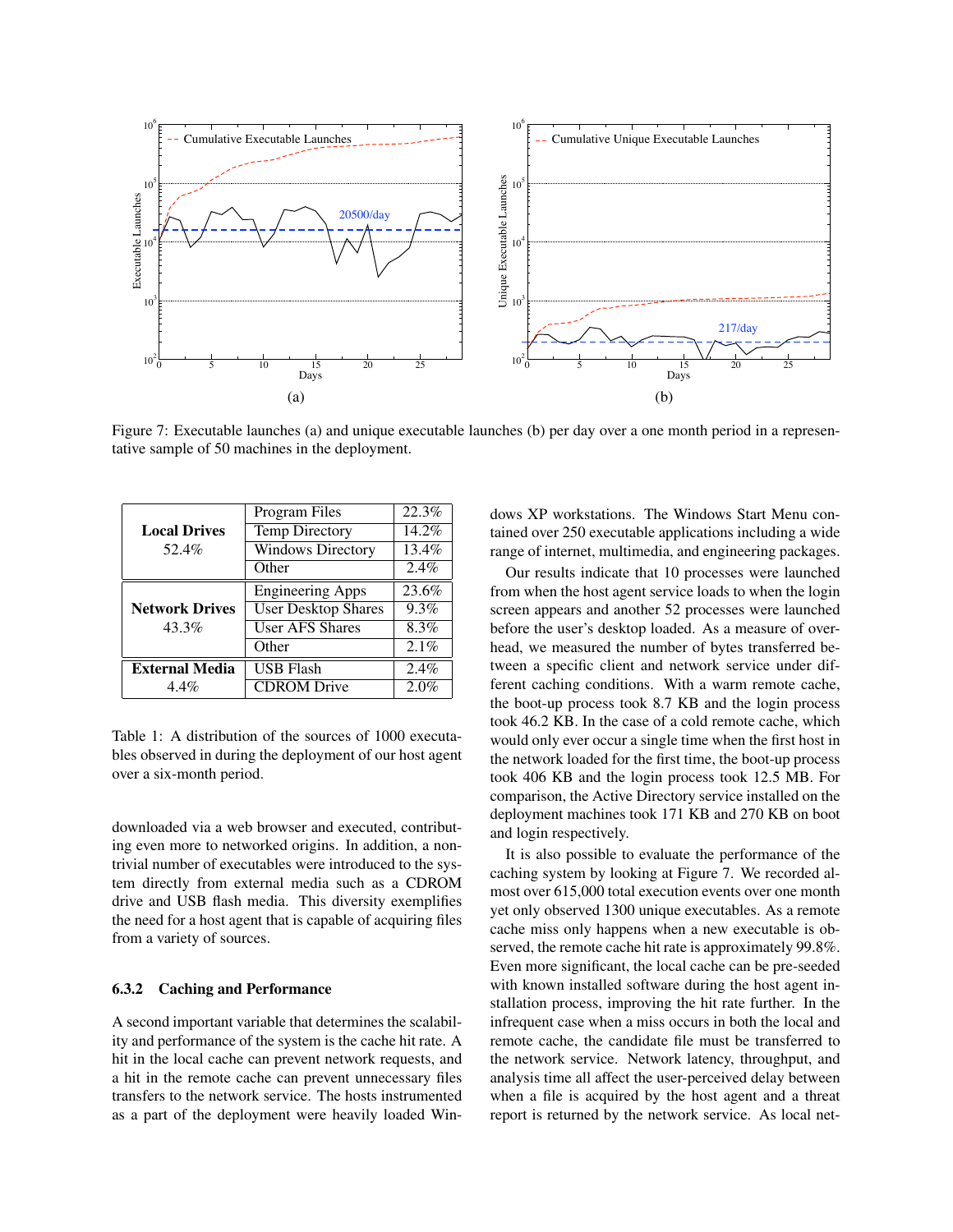Figure 7: Executable launches (a) and unique executable launches (b) per day over a one month period in a representative sample of 50 machines in the deployment.

| | | |
|---|---|---|
| **Local Drives** 52.4% | Program Files | 22.3% |
| | Temp Directory | 14.2% |
| | Windows Directory | 13.4% |
| | Other | 2.4% |
| **Network Drives** 43.3% | Engineering Apps | 23.6% |
| | User Desktop Shares | 9.3% |
| | User AFS Shares | 8.3% |
| | Other | 2.1% |
| **External Media** 4.4% | USB Flash | 2.4% |
| | CDROM Drive | 2.0% |

Table 1: A distribution of the sources of 1000 executables observed in during the deployment of our host agent over a six-month period.

downloaded via a web browser and executed, contributing even more to networked origins. In addition, a non-trivial number of executables were introduced to the system directly from external media such as a CDROM drive and USB flash media. This diversity exemplifies the need for a host agent that is capable of acquiring files from a variety of sources.

### 6.3.2 Caching and Performance

A second important variable that determines the scalability and performance of the system is the cache hit rate. A hit in the local cache can prevent network requests, and a hit in the remote cache can prevent unnecessary files transfers to the network service. The hosts instrumented as a part of the deployment were heavily loaded Windows XP workstations. The Windows Start Menu contained over 250 executable applications including a wide range of internet, multimedia, and engineering packages.

Our results indicate that 10 processes were launched from when the host agent service loads to when the login screen appears and another 52 processes were launched before the user's desktop loaded. As a measure of overhead, we measured the number of bytes transferred between a specific client and network service under different caching conditions. With a warm remote cache, the boot-up process took 8.7 KB and the login process took 46.2 KB. In the case of a cold remote cache, which would only ever occur a single time when the first host in the network loaded for the first time, the boot-up process took 406 KB and the login process took 12.5 MB. For comparison, the Active Directory service installed on the deployment machines took 171 KB and 270 KB on boot and login respectively.

It is also possible to evaluate the performance of the caching system by looking at Figure 7. We recorded almost over 615,000 total execution events over one month yet only observed 1300 unique executables. As a remote cache miss only happens when a new executable is observed, the remote cache hit rate is approximately 99.8%. Even more significant, the local cache can be pre-seeded with known installed software during the host agent installation process, improving the hit rate further. In the infrequent case when a miss occurs in both the local and remote cache, the candidate file must be transferred to the network service. Network latency, throughput, and analysis time all affect the user-perceived delay between when a file is acquired by the host agent and a threat report is returned by the network service. As local net-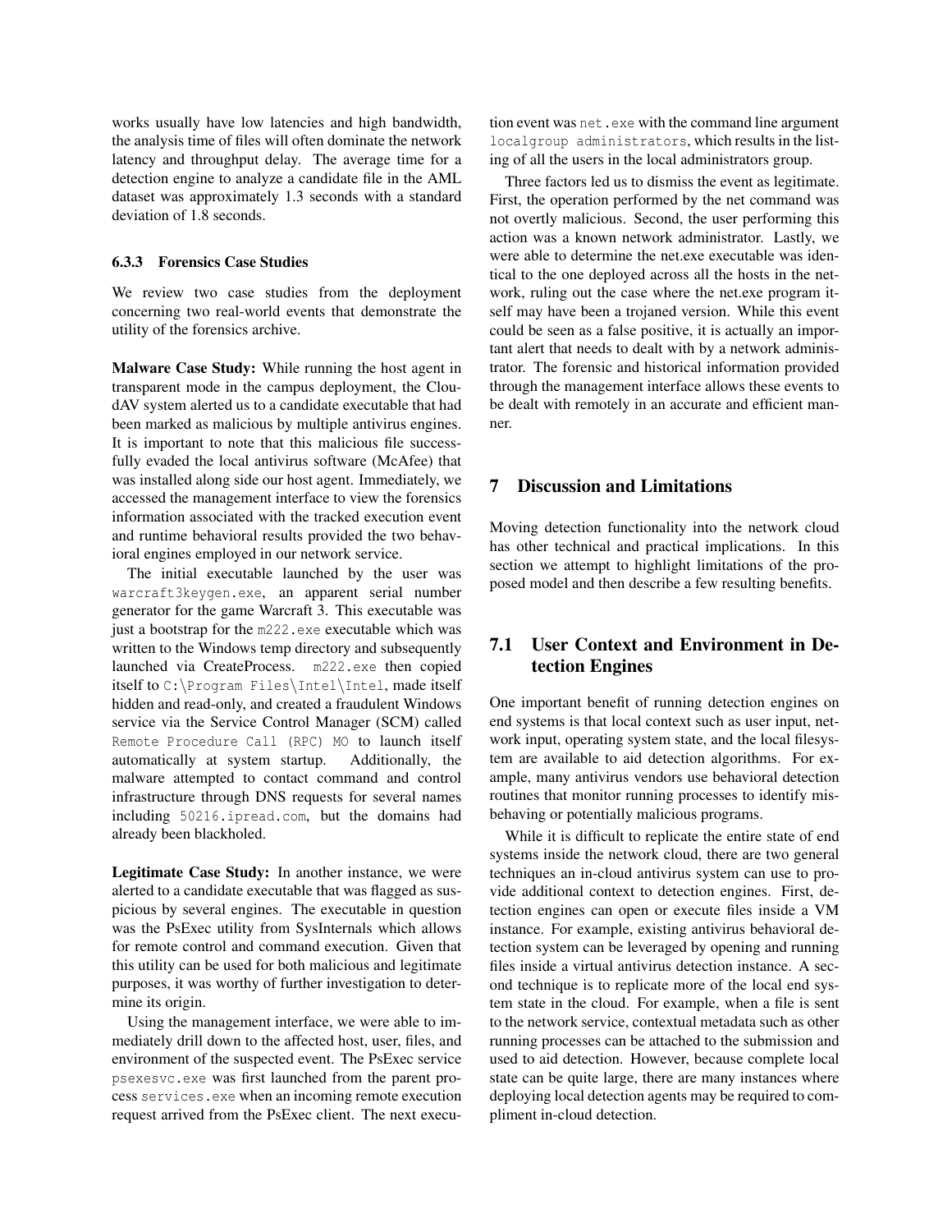works usually have low latencies and high bandwidth, the analysis time of files will often dominate the network latency and throughput delay. The average time for a detection engine to analyze a candidate file in the AML dataset was approximately 1.3 seconds with a standard deviation of 1.8 seconds.

### 6.3.3 Forensics Case Studies

We review two case studies from the deployment concerning two real-world events that demonstrate the utility of the forensics archive.

**Malware Case Study:** While running the host agent in transparent mode in the campus deployment, the CloudAV system alerted us to a candidate executable that had been marked as malicious by multiple antivirus engines. It is important to note that this malicious file successfully evaded the local antivirus software (McAfee) that was installed along side our host agent. Immediately, we accessed the management interface to view the forensics information associated with the tracked execution event and runtime behavioral results provided the two behavioral engines employed in our network service.

The initial executable launched by the user was `warcraft3keygen.exe`, an apparent serial number generator for the game Warcraft 3. This executable was just a bootstrap for the `m222.exe` executable which was written to the Windows temp directory and subsequently launched via CreateProcess. `m222.exe` then copied itself to `C:\Program Files\Intel\Intel`, made itself hidden and read-only, and created a fraudulent Windows service via the Service Control Manager (SCM) called `Remote Procedure Call (RPC) MO` to launch itself automatically at system startup. Additionally, the malware attempted to contact command and control infrastructure through DNS requests for several names including `50216.ipread.com`, but the domains had already been blackholed.

**Legitimate Case Study:** In another instance, we were alerted to a candidate executable that was flagged as suspicious by several engines. The executable in question was the PsExec utility from SysInternals which allows for remote control and command execution. Given that this utility can be used for both malicious and legitimate purposes, it was worthy of further investigation to determine its origin.

Using the management interface, we were able to immediately drill down to the affected host, user, files, and environment of the suspected event. The PsExec service `psexesvc.exe` was first launched from the parent process `services.exe` when an incoming remote execution request arrived from the PsExec client. The next execution event was `net.exe` with the command line argument `localgroup administrators`, which results in the listing of all the users in the local administrators group.

Three factors led us to dismiss the event as legitimate. First, the operation performed by the net command was not overtly malicious. Second, the user performing this action was a known network administrator. Lastly, we were able to determine the net.exe executable was identical to the one deployed across all the hosts in the network, ruling out the case where the net.exe program itself may have been a trojaned version. While this event could be seen as a false positive, it is actually an important alert that needs to dealt with by a network administrator. The forensic and historical information provided through the management interface allows these events to be dealt with remotely in an accurate and efficient manner.

## 7 Discussion and Limitations

Moving detection functionality into the network cloud has other technical and practical implications. In this section we attempt to highlight limitations of the proposed model and then describe a few resulting benefits.

## 7.1 User Context and Environment in Detection Engines

One important benefit of running detection engines on end systems is that local context such as user input, network input, operating system state, and the local filesystem are available to aid detection algorithms. For example, many antivirus vendors use behavioral detection routines that monitor running processes to identify misbehaving or potentially malicious programs.

While it is difficult to replicate the entire state of end systems inside the network cloud, there are two general techniques an in-cloud antivirus system can use to provide additional context to detection engines. First, detection engines can open or execute files inside a VM instance. For example, existing antivirus behavioral detection system can be leveraged by opening and running files inside a virtual antivirus detection instance. A second technique is to replicate more of the local end system state in the cloud. For example, when a file is sent to the network service, contextual metadata such as other running processes can be attached to the submission and used to aid detection. However, because complete local state can be quite large, there are many instances where deploying local detection agents may be required to compliment in-cloud detection.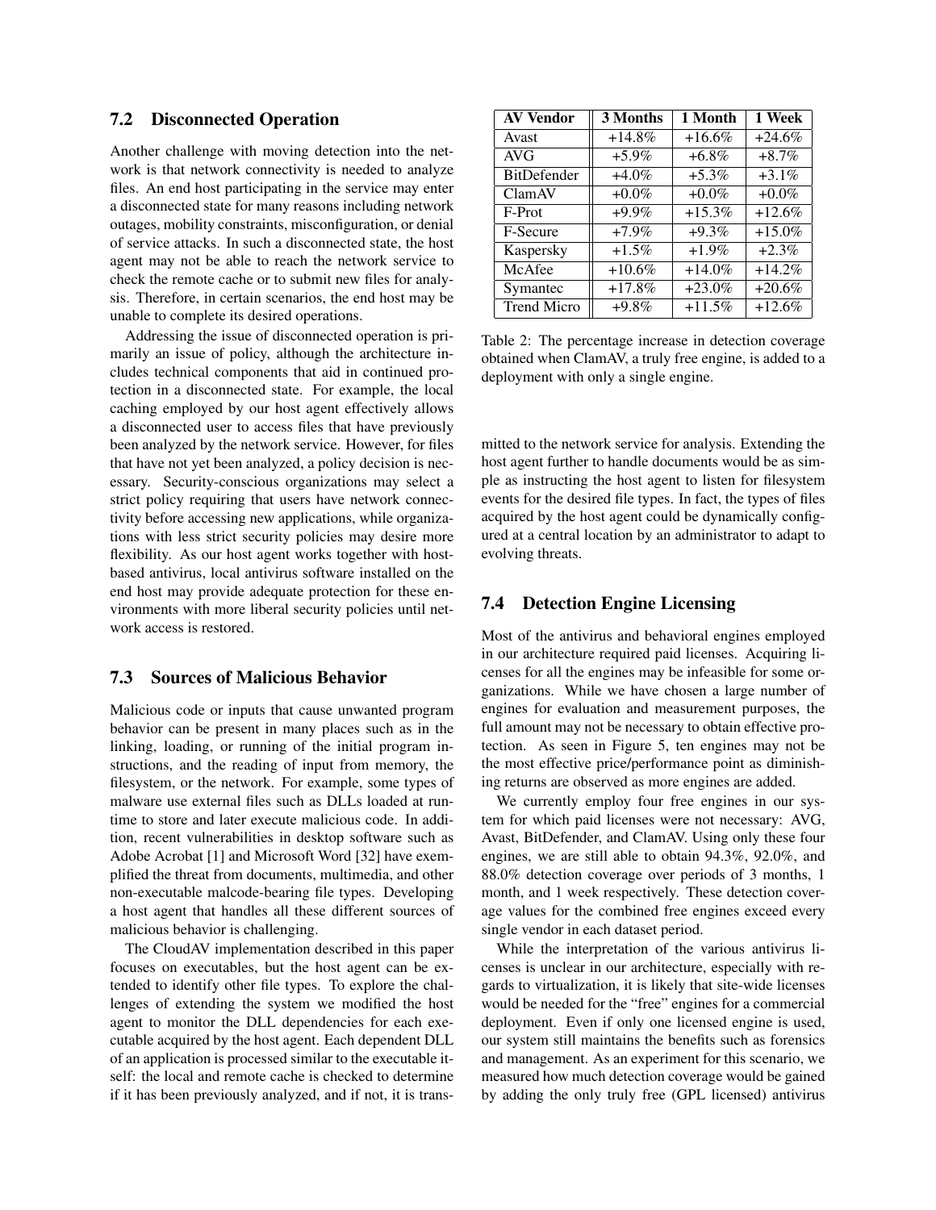## 7.2 Disconnected Operation

Another challenge with moving detection into the network is that network connectivity is needed to analyze files. An end host participating in the service may enter a disconnected state for many reasons including network outages, mobility constraints, misconfiguration, or denial of service attacks. In such a disconnected state, the host agent may not be able to reach the network service to check the remote cache or to submit new files for analysis. Therefore, in certain scenarios, the end host may be unable to complete its desired operations.

Addressing the issue of disconnected operation is primarily an issue of policy, although the architecture includes technical components that aid in continued protection in a disconnected state. For example, the local caching employed by our host agent effectively allows a disconnected user to access files that have previously been analyzed by the network service. However, for files that have not yet been analyzed, a policy decision is necessary. Security-conscious organizations may select a strict policy requiring that users have network connectivity before accessing new applications, while organizations with less strict security policies may desire more flexibility. As our host agent works together with host-based antivirus, local antivirus software installed on the end host may provide adequate protection for these environments with more liberal security policies until network access is restored.

## 7.3 Sources of Malicious Behavior

Malicious code or inputs that cause unwanted program behavior can be present in many places such as in the linking, loading, or running of the initial program instructions, and the reading of input from memory, the filesystem, or the network. For example, some types of malware use external files such as DLLs loaded at runtime to store and later execute malicious code. In addition, recent vulnerabilities in desktop software such as Adobe Acrobat [1] and Microsoft Word [32] have exemplified the threat from documents, multimedia, and other non-executable malcode-bearing file types. Developing a host agent that handles all these different sources of malicious behavior is challenging.

The CloudAV implementation described in this paper focuses on executables, but the host agent can be extended to identify other file types. To explore the challenges of extending the system we modified the host agent to monitor the DLL dependencies for each executable acquired by the host agent. Each dependent DLL of an application is processed similar to the executable itself: the local and remote cache is checked to determine if it has been previously analyzed, and if not, it is transmitted to the network service for analysis. Extending the host agent further to handle documents would be as simple as instructing the host agent to listen for filesystem events for the desired file types. In fact, the types of files acquired by the host agent could be dynamically configured at a central location by an administrator to adapt to evolving threats.

| AV Vendor | 3 Months | 1 Month | 1 Week |
|---|---|---|---|
| Avast | +14.8% | +16.6% | +24.6% |
| AVG | +5.9% | +6.8% | +8.7% |
| BitDefender | +4.0% | +5.3% | +3.1% |
| ClamAV | +0.0% | +0.0% | +0.0% |
| F-Prot | +9.9% | +15.3% | +12.6% |
| F-Secure | +7.9% | +9.3% | +15.0% |
| Kaspersky | +1.5% | +1.9% | +2.3% |
| McAfee | +10.6% | +14.0% | +14.2% |
| Symantec | +17.8% | +23.0% | +20.6% |
| Trend Micro | +9.8% | +11.5% | +12.6% |

Table 2: The percentage increase in detection coverage obtained when ClamAV, a truly free engine, is added to a deployment with only a single engine.

## 7.4 Detection Engine Licensing

Most of the antivirus and behavioral engines employed in our architecture required paid licenses. Acquiring licenses for all the engines may be infeasible for some organizations. While we have chosen a large number of engines for evaluation and measurement purposes, the full amount may not be necessary to obtain effective protection. As seen in Figure 5, ten engines may not be the most effective price/performance point as diminishing returns are observed as more engines are added.

We currently employ four free engines in our system for which paid licenses were not necessary: AVG, Avast, BitDefender, and ClamAV. Using only these four engines, we are still able to obtain 94.3%, 92.0%, and 88.0% detection coverage over periods of 3 months, 1 month, and 1 week respectively. These detection coverage values for the combined free engines exceed every single vendor in each dataset period.

While the interpretation of the various antivirus licenses is unclear in our architecture, especially with regards to virtualization, it is likely that site-wide licenses would be needed for the "free" engines for a commercial deployment. Even if only one licensed engine is used, our system still maintains the benefits such as forensics and management. As an experiment for this scenario, we measured how much detection coverage would be gained by adding the only truly free (GPL licensed) antivirus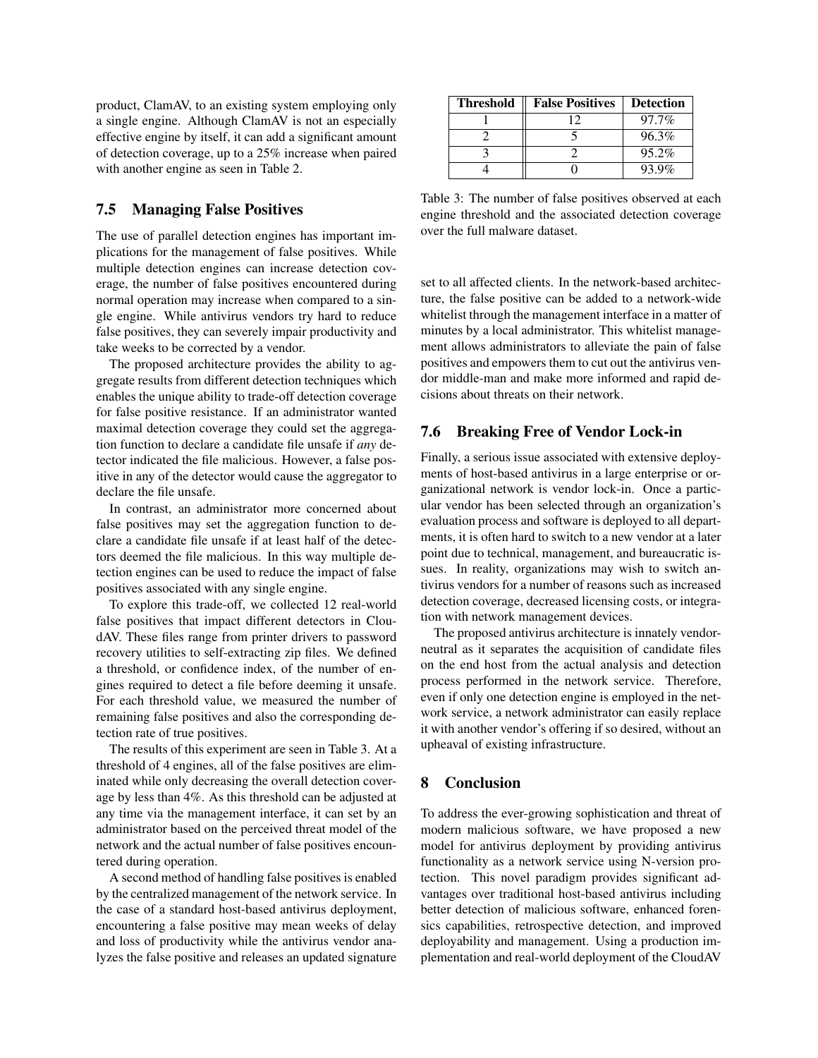product, ClamAV, to an existing system employing only a single engine. Although ClamAV is not an especially effective engine by itself, it can add a significant amount of detection coverage, up to a 25% increase when paired with another engine as seen in Table 2.

### 7.5 Managing False Positives

The use of parallel detection engines has important implications for the management of false positives. While multiple detection engines can increase detection coverage, the number of false positives encountered during normal operation may increase when compared to a single engine. While antivirus vendors try hard to reduce false positives, they can severely impair productivity and take weeks to be corrected by a vendor.

The proposed architecture provides the ability to aggregate results from different detection techniques which enables the unique ability to trade-off detection coverage for false positive resistance. If an administrator wanted maximal detection coverage they could set the aggregation function to declare a candidate file unsafe if *any* detector indicated the file malicious. However, a false positive in any of the detector would cause the aggregator to declare the file unsafe.

In contrast, an administrator more concerned about false positives may set the aggregation function to declare a candidate file unsafe if at least half of the detectors deemed the file malicious. In this way multiple detection engines can be used to reduce the impact of false positives associated with any single engine.

To explore this trade-off, we collected 12 real-world false positives that impact different detectors in CloudAV. These files range from printer drivers to password recovery utilities to self-extracting zip files. We defined a threshold, or confidence index, of the number of engines required to detect a file before deeming it unsafe. For each threshold value, we measured the number of remaining false positives and also the corresponding detection rate of true positives.

The results of this experiment are seen in Table 3. At a threshold of 4 engines, all of the false positives are eliminated while only decreasing the overall detection coverage by less than 4%. As this threshold can be adjusted at any time via the management interface, it can set by an administrator based on the perceived threat model of the network and the actual number of false positives encountered during operation.

A second method of handling false positives is enabled by the centralized management of the network service. In the case of a standard host-based antivirus deployment, encountering a false positive may mean weeks of delay and loss of productivity while the antivirus vendor analyzes the false positive and releases an updated signature set to all affected clients. In the network-based architecture, the false positive can be added to a network-wide whitelist through the management interface in a matter of minutes by a local administrator. This whitelist management allows administrators to alleviate the pain of false positives and empowers them to cut out the antivirus vendor middle-man and make more informed and rapid decisions about threats on their network.

| Threshold | False Positives | Detection |
|---|---|---|
| 1 | 12 | 97.7% |
| 2 | 5 | 96.3% |
| 3 | 2 | 95.2% |
| 4 | 0 | 93.9% |

Table 3: The number of false positives observed at each engine threshold and the associated detection coverage over the full malware dataset.

### 7.6 Breaking Free of Vendor Lock-in

Finally, a serious issue associated with extensive deployments of host-based antivirus in a large enterprise or organizational network is vendor lock-in. Once a particular vendor has been selected through an organization's evaluation process and software is deployed to all departments, it is often hard to switch to a new vendor at a later point due to technical, management, and bureaucratic issues. In reality, organizations may wish to switch antivirus vendors for a number of reasons such as increased detection coverage, decreased licensing costs, or integration with network management devices.

The proposed antivirus architecture is innately vendor-neutral as it separates the acquisition of candidate files on the end host from the actual analysis and detection process performed in the network service. Therefore, even if only one detection engine is employed in the network service, a network administrator can easily replace it with another vendor's offering if so desired, without an upheaval of existing infrastructure.

## 8 Conclusion

To address the ever-growing sophistication and threat of modern malicious software, we have proposed a new model for antivirus deployment by providing antivirus functionality as a network service using N-version protection. This novel paradigm provides significant advantages over traditional host-based antivirus including better detection of malicious software, enhanced forensics capabilities, retrospective detection, and improved deployability and management. Using a production implementation and real-world deployment of the CloudAV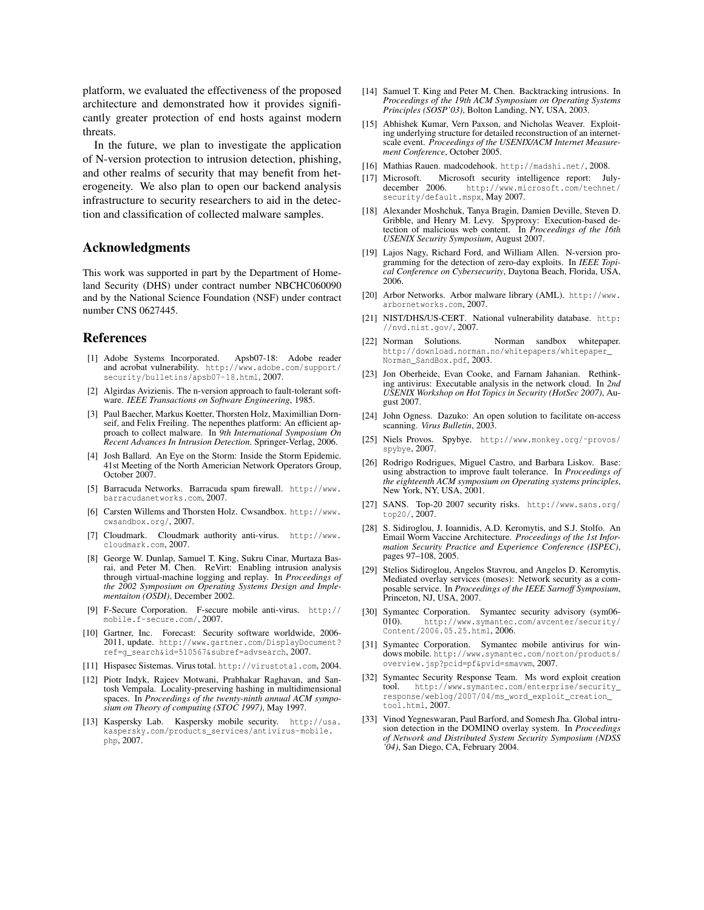platform, we evaluated the effectiveness of the proposed architecture and demonstrated how it provides significantly greater protection of end hosts against modern threats.

In the future, we plan to investigate the application of N-version protection to intrusion detection, phishing, and other realms of security that may benefit from heterogeneity. We also plan to open our backend analysis infrastructure to security researchers to aid in the detection and classification of collected malware samples.

## Acknowledgments

This work was supported in part by the Department of Homeland Security (DHS) under contract number NBCHC060090 and by the National Science Foundation (NSF) under contract number CNS 0627445.

## References

[1] Adobe Systems Incorporated. Apsb07-18: Adobe reader and acrobat vulnerability. http://www.adobe.com/support/security/bulletins/apsb07-18.html, 2007.

[2] Algirdas Avizienis. The n-version approach to fault-tolerant software. *IEEE Transactions on Software Engineering*, 1985.

[3] Paul Baecher, Markus Koetter, Thorsten Holz, Maximillian Dornseif, and Felix Freiling. The nepenthes platform: An efficient approach to collect malware. In *9th International Symposium On Recent Advances In Intrusion Detection*. Springer-Verlag, 2006.

[4] Josh Ballard. An Eye on the Storm: Inside the Storm Epidemic. 41st Meeting of the North Americian Network Operators Group, October 2007.

[5] Barracuda Networks. Barracuda spam firewall. http://www.barracudanetworks.com, 2007.

[6] Carsten Willems and Thorsten Holz. Cwsandbox. http://www.cwsandbox.org/, 2007.

[7] Cloudmark. Cloudmark authority anti-virus. http://www.cloudmark.com, 2007.

[8] George W. Dunlap, Samuel T. King, Sukru Cinar, Murtaza Basrai, and Peter M. Chen. ReVirt: Enabling intrusion analysis through virtual-machine logging and replay. In *Proceedings of the 2002 Symposium on Operating Systems Design and Implementaiton (OSDI)*, December 2002.

[9] F-Secure Corporation. F-secure mobile anti-virus. http://mobile.f-secure.com/, 2007.

[10] Gartner, Inc. Forecast: Security software worldwide, 2006-2011, update. http://www.gartner.com/DisplayDocument?ref=g_search&id=510567&subref=advsearch, 2007.

[11] Hispasec Sistemas. Virus total. http://virustotal.com, 2004.

[12] Piotr Indyk, Rajeev Motwani, Prabhakar Raghavan, and Santosh Vempala. Locality-preserving hashing in multidimensional spaces. In *Proceedings of the twenty-ninth annual ACM symposium on Theory of computing (STOC 1997)*, May 1997.

[13] Kaspersky Lab. Kaspersky mobile security. http://usa.kaspersky.com/products_services/antivirus-mobile.php, 2007.

[14] Samuel T. King and Peter M. Chen. Backtracking intrusions. In *Proceedings of the 19th ACM Symposium on Operating Systems Principles (SOSP'03)*, Bolton Landing, NY, USA, 2003.

[15] Abhishek Kumar, Vern Paxson, and Nicholas Weaver. Exploiting underlying structure for detailed reconstruction of an internet-scale event. *Proceedings of the USENIX/ACM Internet Measurement Conference*, October 2005.

[16] Mathias Rauen. madcodehook. http://madshi.net/, 2008.

[17] Microsoft. Microsoft security intelligence report: July-december 2006. http://www.microsoft.com/technet/security/default.mspx, May 2007.

[18] Alexander Moshchuk, Tanya Bragin, Damien Deville, Steven D. Gribble, and Henry M. Levy. Spyproxy: Execution-based detection of malicious web content. In *Proceedings of the 16th USENIX Security Symposium*, August 2007.

[19] Lajos Nagy, Richard Ford, and William Allen. N-version programming for the detection of zero-day exploits. In *IEEE Topical Conference on Cybersecurity*, Daytona Beach, Florida, USA, 2006.

[20] Arbor Networks. Arbor malware library (AML). http://www.arbornetworks.com, 2007.

[21] NIST/DHS/US-CERT. National vulnerability database. http://nvd.nist.gov/, 2007.

[22] Norman Solutions. Norman sandbox whitepaper. http://download.norman.no/whitepapers/whitepaper_Norman_SandBox.pdf, 2003.

[23] Jon Oberheide, Evan Cooke, and Farnam Jahanian. Rethinking antivirus: Executable analysis in the network cloud. In *2nd USENIX Workshop on Hot Topics in Security (HotSec 2007)*, August 2007.

[24] John Ogness. Dazuko: An open solution to facilitate on-access scanning. *Virus Bulletin*, 2003.

[25] Niels Provos. Spybye. http://www.monkey.org/~provos/spybye, 2007.

[26] Rodrigo Rodrigues, Miguel Castro, and Barbara Liskov. Base: using abstraction to improve fault tolerance. In *Proceedings of the eighteenth ACM symposium on Operating systems principles*, New York, NY, USA, 2001.

[27] SANS. Top-20 2007 security risks. http://www.sans.org/top20/, 2007.

[28] S. Sidiroglou, J. Ioannidis, A.D. Keromytis, and S.J. Stolfo. An Email Worm Vaccine Architecture. *Proceedings of the 1st Information Security Practice and Experience Conference (ISPEC)*, pages 97–108, 2005.

[29] Stelios Sidiroglou, Angelos Stavrou, and Angelos D. Keromytis. Mediated overlay services (moses): Network security as a composable service. In *Proceedings of the IEEE Sarnoff Symposium*, Princeton, NJ, USA, 2007.

[30] Symantec Corporation. Symantec security advisory (sym06-010). http://www.symantec.com/avcenter/security/Content/2006.05.25.html, 2006.

[31] Symantec Corporation. Symantec mobile antivirus for windows mobile. http://www.symantec.com/norton/products/overview.jsp?pcid=pf&pvid=smavwm, 2007.

[32] Symantec Security Response Team. Ms word exploit creation tool. http://www.symantec.com/enterprise/security_response/weblog/2007/04/ms_word_exploit_creation_tool.html, 2007.

[33] Vinod Yegneswaran, Paul Barford, and Somesh Jha. Global intrusion detection in the DOMINO overlay system. In *Proceedings of Network and Distributed System Security Symposium (NDSS '04)*, San Diego, CA, February 2004.